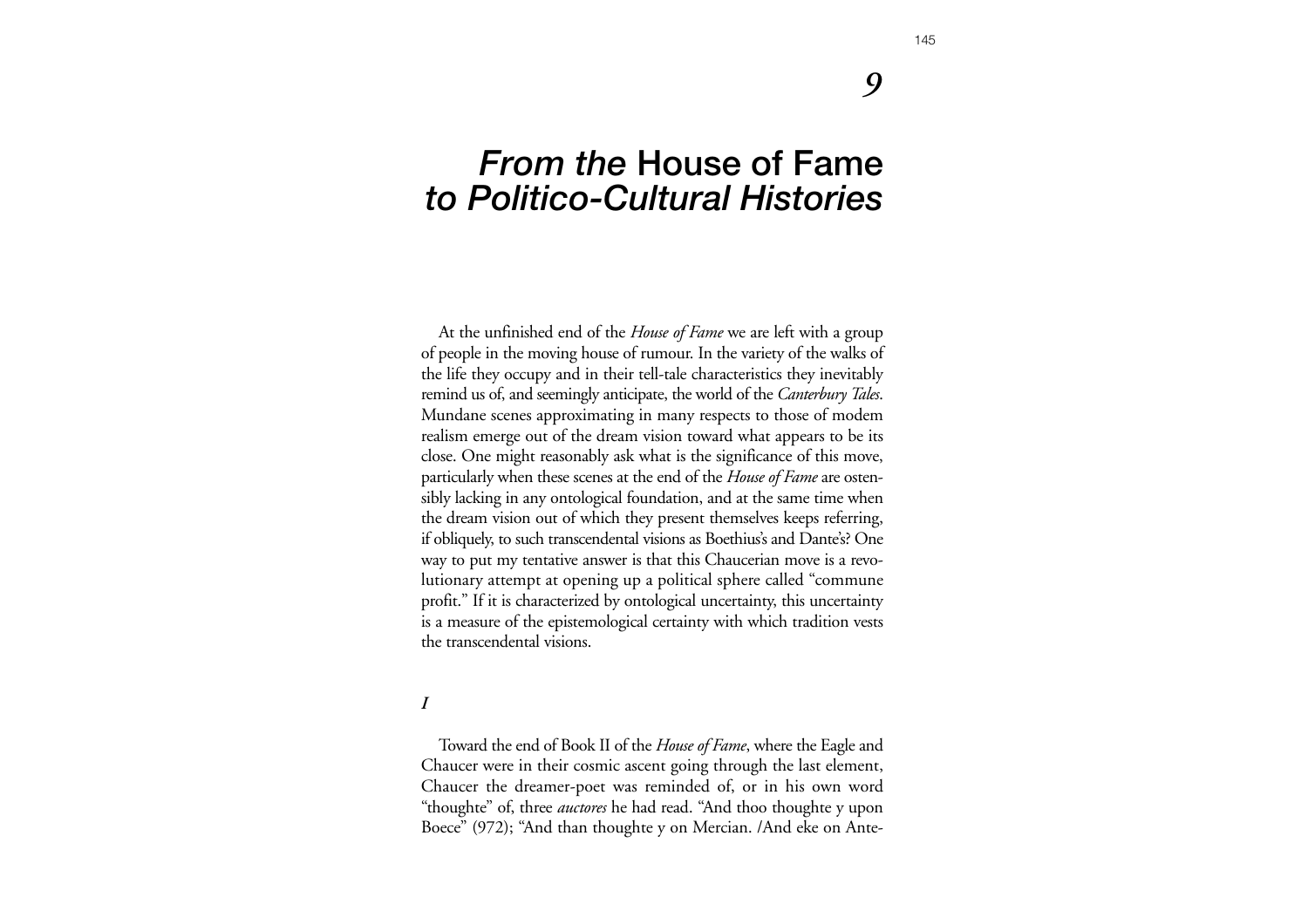# 9

# *From the* House of Fame *to Politico-Cultural Histories*

At the unfinished end of the *House of Fame* we are left with a group of people in the moving house of rumour. In the variety of the walks of the life they occupy and in their tell-tale characteristics they inevitably remind us of, and seemingly anticipate, the world of the *Canterbury Tales*. Mundane scenes approximating in many respects to those of modem realism emerge out of the dream vision toward what appears to be its close. One might reasonably ask what is the significance of this move, particularly when these scenes at the end of the *House of Fame* are ostensibly lacking in any ontological foundation, and at the same time when the dream vision out of which they present themselves keeps referring, if obliquely, to such transcendental visions as Boethius's and Dante's? One way to put my tentative answer is that this Chaucerian move is a revolutionary attempt at opening up a political sphere called "commune profit." If it is characterized by ontological uncertainty, this uncertainty is a measure of the epistemological certainty with which tradition vests the transcendental visions.

## *I*

Toward the end of Book II of the *House of Fame*, where the Eagle and Chaucer were in their cosmic ascent going through the last element, Chaucer the dreamer-poet was reminded of, or in his own word "thoughte" of, three *auctores* he had read. "And thoo thoughte y upon Boece" (972); "And than thoughte y on Mercian. /And eke on Ante-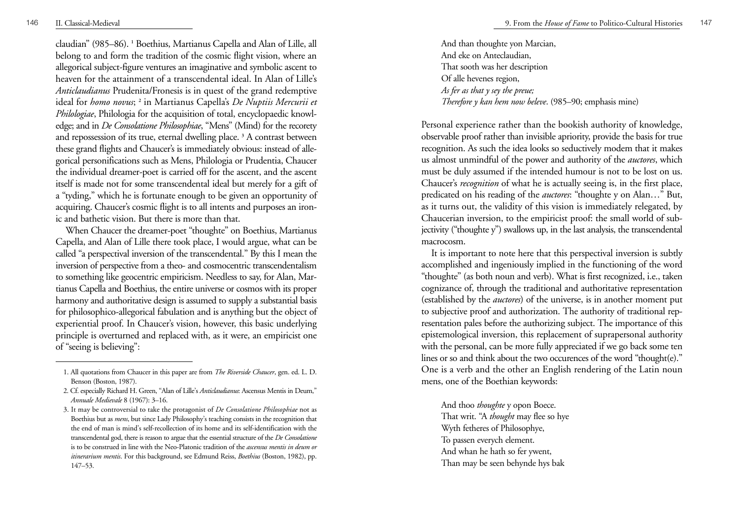claudian" (985–86). [1] Boethius, Martianus Capella and Alan of Lille, all belong to and form the tradition of the cosmic flight vision, where an allegorical subject-figure ventures an imaginative and symbolic ascent to heaven for the attainment of a transcendental ideal. In Alan of Lille's *Anticlaudianus* Prudenita/Fronesis is in quest of the grand redemptive ideal for *homo novus*; [2] in Martianus Capella's *De Nuptiis Mercurii et Philologiae*, Philologia for the acquisition of total, encyclopaedic knowledge; and in *De Consolatione Philosophiae*, "Mens" (Mind) for the recorety and repossession of its true, eternal dwelling place. [3] A contrast between these grand flights and Chaucer's is immediately obvious: instead of allegorical personifications such as Mens, Philologia or Prudentia, Chaucer the individual dreamer-poet is carried off for the ascent, and the ascent itself is made not for some transcendental ideal but merely for a gift of a "tyding," which he is fortunate enough to be given an opportunity of acquiring. Chaucer's cosmic flight is to all intents and purposes an ironic and bathetic vision. But there is more than that.

When Chaucer the dreamer-poet "thoughte" on Boethius, Martianus Capella, and Alan of Lille there took place, I would argue, what can be called "a perspectival inversion of the transcendental." By this I mean the inversion of perspective from a theo- and cosmocentric transcendentalism to something like geocentric empiricism. Needless to say, for Alan, Martianus Capella and Boethius, the entire universe or cosmos with its proper harmony and authoritative design is assumed to supply a substantial basis for philosophico-allegorical fabulation and is anything but the object of experiential proof. In Chaucer's vision, however, this basic underlying principle is overturned and replaced with, as it were, an empiricist one of "seeing is believing":

> And than thoughte yon Marcian,
> And eke on Anteclaudian,
> That sooth was her description
> Of alle hevenes region,
> *As fer as that y sey the preue;*
> *Therefore y kan hem now beleve*. (985–90; emphasis mine)

Personal experience rather than the bookish authority of knowledge, observable proof rather than invisible apriority, provide the basis for true recognition. As such the idea looks so seductively modem that it makes us almost unmindful of the power and authority of the *auctores*, which must be duly assumed if the intended humour is not to be lost on us. Chaucer's *recognition* of what he is actually seeing is, in the first place, predicated on his reading of the *auctores*: "thoughte y on Alan…" But, as it turns out, the validity of this vision is immediately relegated, by Chaucerian inversion, to the empiricist proof: the small world of subjectivity ("thoughte y") swallows up, in the last analysis, the transcendental macrocosm.

It is important to note here that this perspectival inversion is subtly accomplished and ingeniously implied in the functioning of the word "thoughte" (as both noun and verb). What is first recognized, i.e., taken cognizance of, through the traditional and authoritative representation (established by the *auctores*) of the universe, is in another moment put to subjective proof and authorization. The authority of traditional representation pales before the authorizing subject. The importance of this epistemological inversion, this replacement of suprapersonal authority with the personal, can be more fully appreciated if we go back some ten lines or so and think about the two occurences of the word "thought(e)." One is a verb and the other an English rendering of the Latin noun mens, one of the Boethian keywords:

> And thoo *thoughte* y opon Boece.
> That writ. "A *thought* may flee so hye
> Wyth fetheres of Philosophye,
> To passen everych element.
> And whan he hath so fer ywent,
> Than may be seen behynde hys bak

---

1. All quotations from Chaucer in this paper are from *The Riverside Chaucer*, gen. ed. L. D. Benson (Boston, 1987).
2. Cf. especially Richard H. Green, "Alan of Lille's *Anticlaudianus*: Ascensus Mentis in Deum," *Annuale Medievale* 8 (1967): 3–16.
3. It may be controversial to take the protagonist of *De Consolatione Philosophiae* not as Boethius but as *mens*, but since Lady Philosophy's teaching consists in the recognition that the end of man is mind's self-recollection of its home and its self-identification with the transcendental god, there is reason to argue that the essential structure of the *De Consolatione* is to be construed in line with the Neo-Platonic tradition of the *ascensus mentis in deum or itinerarium mentis*. For this background, see Edmund Reiss, *Boethius* (Boston, 1982), pp. 147–53.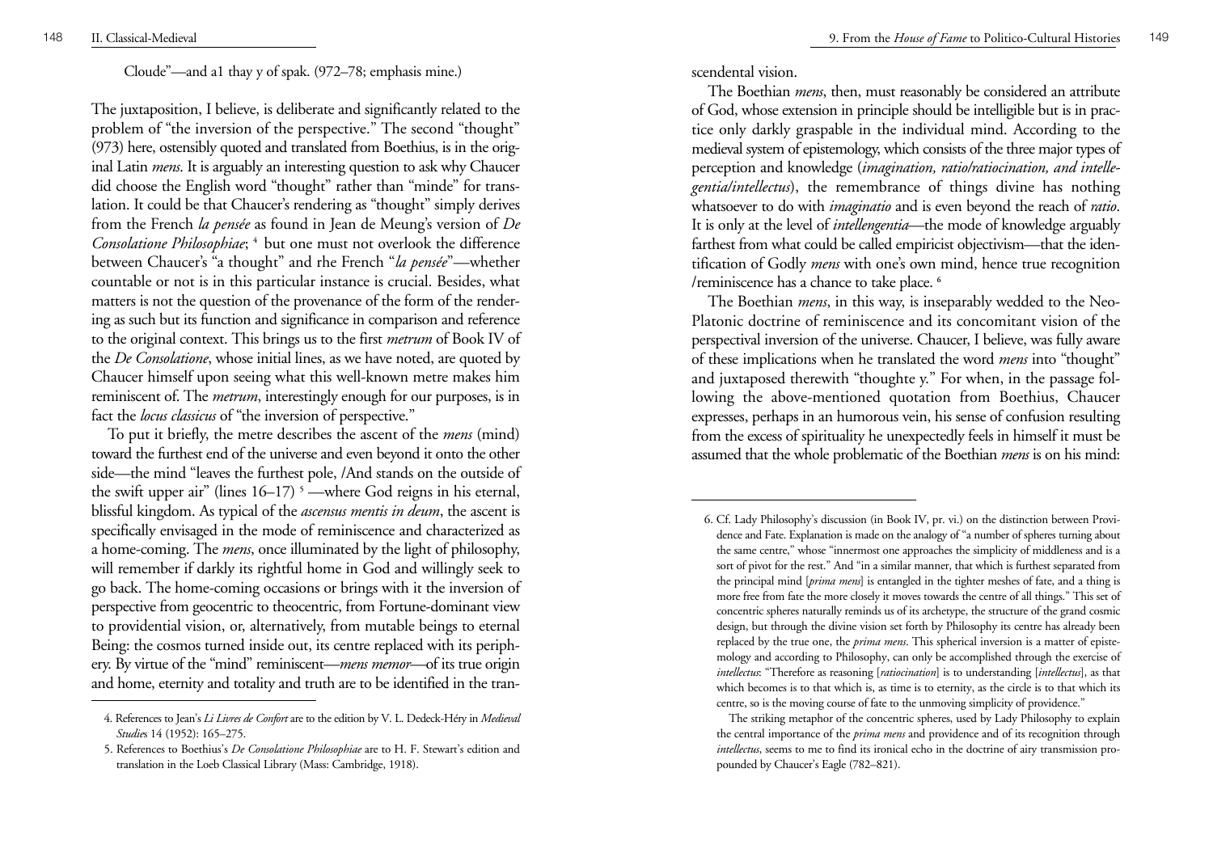Cloude"—and a1 thay y of spak. (972–78; emphasis mine.)

The juxtaposition, I believe, is deliberate and significantly related to the problem of "the inversion of the perspective." The second "thought" (973) here, ostensibly quoted and translated from Boethius, is in the original Latin *mens*. It is arguably an interesting question to ask why Chaucer did choose the English word "thought" rather than "minde" for translation. It could be that Chaucer's rendering as "thought" simply derives from the French *la pensée* as found in Jean de Meung's version of *De Consolatione Philosophiae*; [4] but one must not overlook the difference between Chaucer's "a thought" and rhe French "*la pensée*"—whether countable or not is in this particular instance is crucial. Besides, what matters is not the question of the provenance of the form of the rendering as such but its function and significance in comparison and reference to the original context. This brings us to the first *metrum* of Book IV of the *De Consolatione*, whose initial lines, as we have noted, are quoted by Chaucer himself upon seeing what this well-known metre makes him reminiscent of. The *metrum*, interestingly enough for our purposes, is in fact the *locus classicus* of "the inversion of perspective."

To put it briefly, the metre describes the ascent of the *mens* (mind) toward the furthest end of the universe and even beyond it onto the other side—the mind "leaves the furthest pole, /And stands on the outside of the swift upper air" (lines 16–17) [5] —where God reigns in his eternal, blissful kingdom. As typical of the *ascensus mentis in deum*, the ascent is specifically envisaged in the mode of reminiscence and characterized as a home-coming. The *mens*, once illuminated by the light of philosophy, will remember if darkly its rightful home in God and willingly seek to go back. The home-coming occasions or brings with it the inversion of perspective from geocentric to theocentric, from Fortune-dominant view to providential vision, or, alternatively, from mutable beings to eternal Being: the cosmos turned inside out, its centre replaced with its periphery. By virtue of the "mind" reminiscent—*mens memor*—of its true origin and home, eternity and totality and truth are to be identified in the transcendental vision.

The Boethian *mens*, then, must reasonably be considered an attribute of God, whose extension in principle should be intelligible but is in practice only darkly graspable in the individual mind. According to the medieval system of epistemology, which consists of the three major types of perception and knowledge (*imagination, ratio/ratiocination, and intellegentia/intellectus*), the remembrance of things divine has nothing whatsoever to do with *imaginatio* and is even beyond the reach of *ratio*. It is only at the level of *intellengentia*—the mode of knowledge arguably farthest from what could be called empiricist objectivism—that the identification of Godly *mens* with one's own mind, hence true recognition /reminiscence has a chance to take place. [6]

The Boethian *mens*, in this way, is inseparably wedded to the Neo-Platonic doctrine of reminiscence and its concomitant vision of the perspectival inversion of the universe. Chaucer, I believe, was fully aware of these implications when he translated the word *mens* into "thought" and juxtaposed therewith "thoughte y." For when, in the passage following the above-mentioned quotation from Boethius, Chaucer expresses, perhaps in an humorous vein, his sense of confusion resulting from the excess of spirituality he unexpectedly feels in himself it must be assumed that the whole problematic of the Boethian *mens* is on his mind:

---

4. References to Jean's *Li Livres de Confort* are to the edition by V. L. Dedeck-Héry in *Medieval Studies* 14 (1952): 165–275.

5. References to Boethius's *De Consolatione Philosophiae* are to H. F. Stewart's edition and translation in the Loeb Classical Library (Mass: Cambridge, 1918).

6. Cf. Lady Philosophy's discussion (in Book IV, pr. vi.) on the distinction between Providence and Fate. Explanation is made on the analogy of "a number of spheres turning about the same centre," whose "innermost one approaches the simplicity of middleness and is a sort of pivot for the rest." And "in a similar manner, that which is furthest separated from the principal mind [*prima mens*] is entangled in the tighter meshes of fate, and a thing is more free from fate the more closely it moves towards the centre of all things." This set of concentric spheres naturally reminds us of its archetype, the structure of the grand cosmic design, but through the divine vision set forth by Philosophy its centre has already been replaced by the true one, the *prima mens*. This spherical inversion is a matter of epistemology and according to Philosophy, can only be accomplished through the exercise of *intellectus*: "Therefore as reasoning [*ratiocination*] is to understanding [*intellectus*], as that which becomes is to that which is, as time is to eternity, as the circle is to that which its centre, so is the moving course of fate to the unmoving simplicity of providence."

The striking metaphor of the concentric spheres, used by Lady Philosophy to explain the central importance of the *prima mens* and providence and of its recognition through *intellectus*, seems to me to find its ironical echo in the doctrine of airy transmission propounded by Chaucer's Eagle (782–821).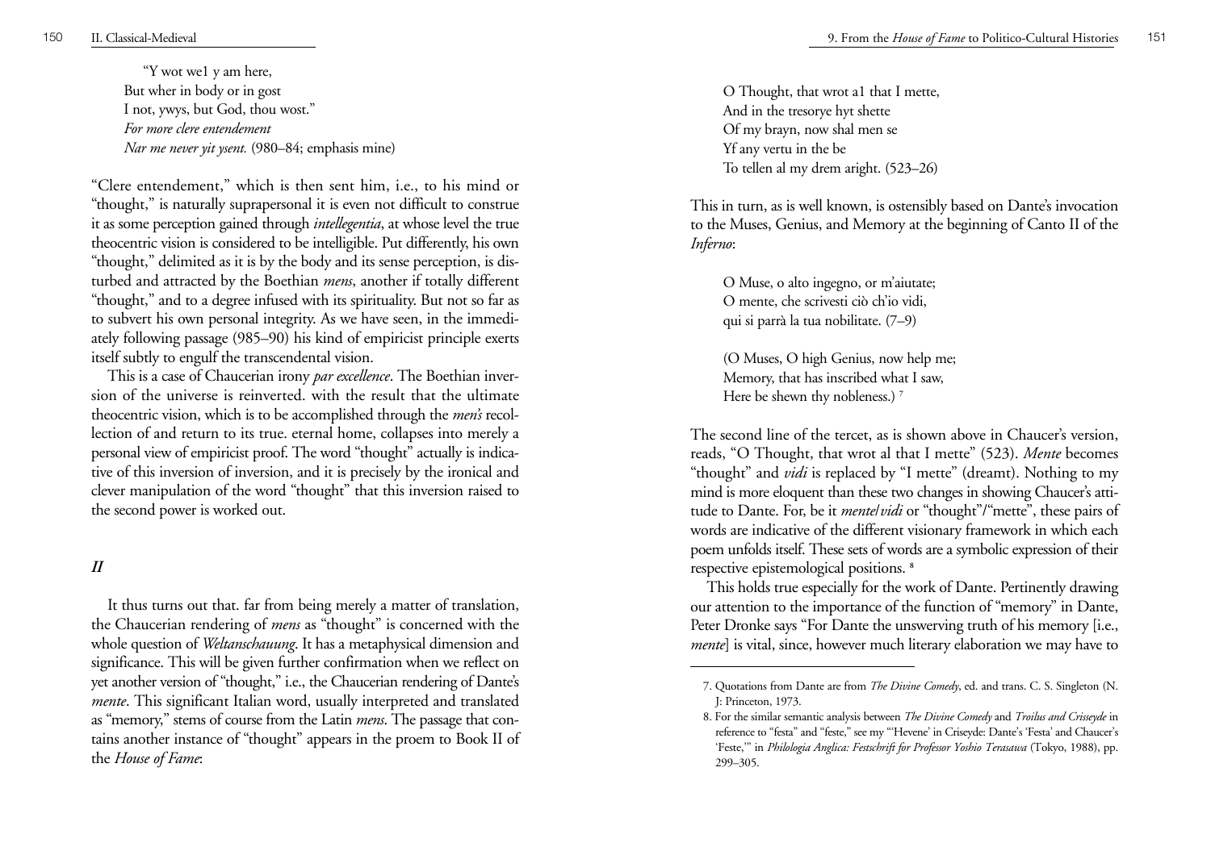"Y wot we1 y am here,
But wher in body or in gost
I not, ywys, but God, thou wost."
*For more clere entendement*
*Nar me never yit ysent.* (980–84; emphasis mine)

"Clere entendement," which is then sent him, i.e., to his mind or "thought," is naturally suprapersonal it is even not difficult to construe it as some perception gained through *intellegentia*, at whose level the true theocentric vision is considered to be intelligible. Put differently, his own "thought," delimited as it is by the body and its sense perception, is disturbed and attracted by the Boethian *mens*, another if totally different "thought," and to a degree infused with its spirituality. But not so far as to subvert his own personal integrity. As we have seen, in the immediately following passage (985–90) his kind of empiricist principle exerts itself subtly to engulf the transcendental vision.

This is a case of Chaucerian irony *par excellence*. The Boethian inversion of the universe is reinverted. with the result that the ultimate theocentric vision, which is to be accomplished through the *men's* recollection of and return to its true. eternal home, collapses into merely a personal view of empiricist proof. The word "thought" actually is indicative of this inversion of inversion, and it is precisely by the ironical and clever manipulation of the word "thought" that this inversion raised to the second power is worked out.

## *II*

It thus turns out that. far from being merely a matter of translation, the Chaucerian rendering of *mens* as "thought" is concerned with the whole question of *Weltanschauung*. It has a metaphysical dimension and significance. This will be given further confirmation when we reflect on yet another version of "thought," i.e., the Chaucerian rendering of Dante's *mente*. This significant Italian word, usually interpreted and translated as "memory," stems of course from the Latin *mens*. The passage that contains another instance of "thought" appears in the proem to Book II of the *House of Fame*:

O Thought, that wrot a1 that I mette,
And in the tresorye hyt shette
Of my brayn, now shal men se
Yf any vertu in the be
To tellen al my drem aright. (523–26)

This in turn, as is well known, is ostensibly based on Dante's invocation to the Muses, Genius, and Memory at the beginning of Canto II of the *Inferno*:

O Muse, o alto ingegno, or m'aiutate;
O mente, che scrivesti ciò ch'io vidi,
qui si parrà la tua nobilitate. (7–9)

(O Muses, O high Genius, now help me;
Memory, that has inscribed what I saw,
Here be shewn thy nobleness.) [7]

The second line of the tercet, as is shown above in Chaucer's version, reads, "O Thought, that wrot al that I mette" (523). *Mente* becomes "thought" and *vidi* is replaced by "I mette" (dreamt). Nothing to my mind is more eloquent than these two changes in showing Chaucer's attitude to Dante. For, be it *mente*/*vidi* or "thought"/"mette", these pairs of words are indicative of the different visionary framework in which each poem unfolds itself. These sets of words are a symbolic expression of their respective epistemological positions. [8]

This holds true especially for the work of Dante. Pertinently drawing our attention to the importance of the function of "memory" in Dante, Peter Dronke says "For Dante the unswerving truth of his memory [i.e., *mente*] is vital, since, however much literary elaboration we may have to

7. Quotations from Dante are from *The Divine Comedy*, ed. and trans. C. S. Singleton (N. J: Princeton, 1973.

8. For the similar semantic analysis between *The Divine Comedy* and *Troilus and Crisseyde* in reference to "festa" and "feste," see my "'Hevene' in Criseyde: Dante's 'Festa' and Chaucer's 'Feste,'" in *Philologia Anglica: Festschrift for Professor Yoshio Terasawa* (Tokyo, 1988), pp. 299–305.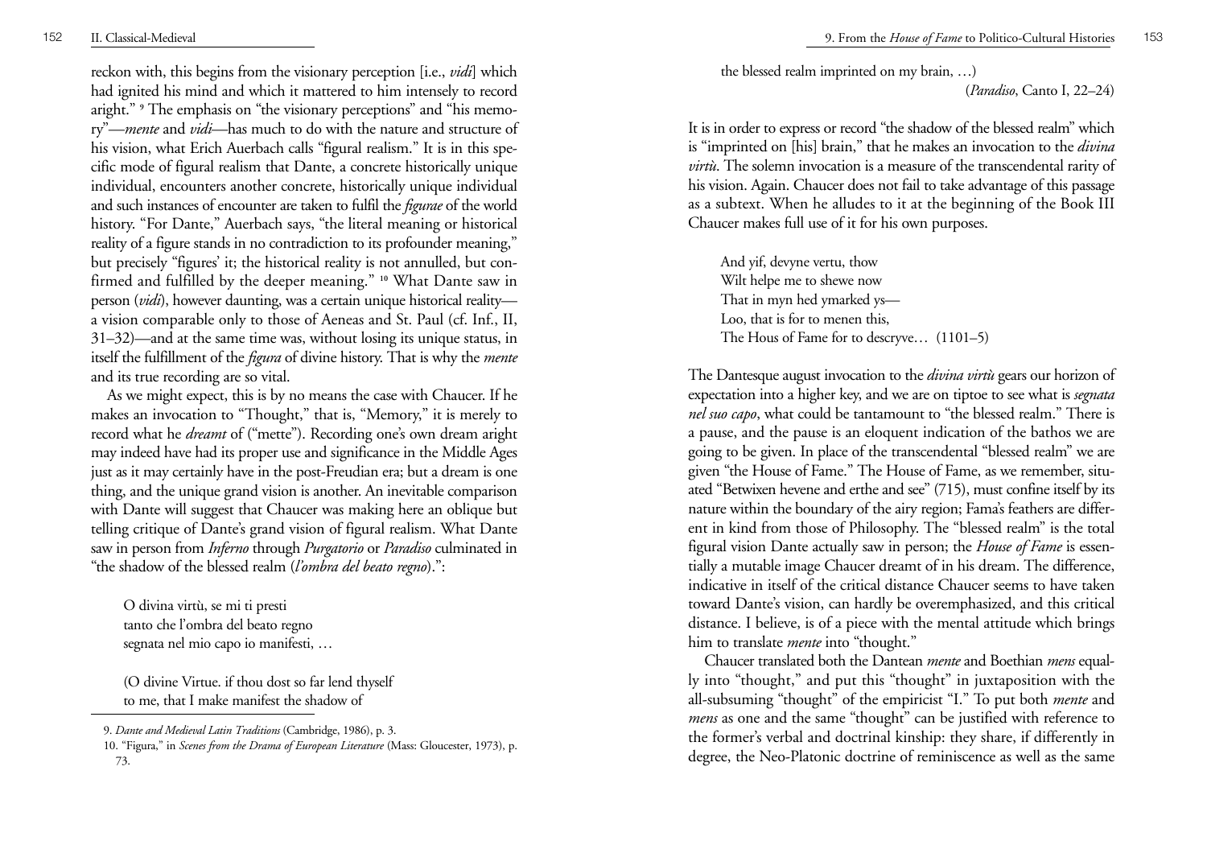reckon with, this begins from the visionary perception [i.e., *vidi*] which had ignited his mind and which it mattered to him intensely to record aright." [9] The emphasis on "the visionary perceptions" and "his memory"—*mente* and *vidi*—has much to do with the nature and structure of his vision, what Erich Auerbach calls "figural realism." It is in this specific mode of figural realism that Dante, a concrete historically unique individual, encounters another concrete, historically unique individual and such instances of encounter are taken to fulfil the *figurae* of the world history. "For Dante," Auerbach says, "the literal meaning or historical reality of a figure stands in no contradiction to its profounder meaning," but precisely "figures' it; the historical reality is not annulled, but confirmed and fulfilled by the deeper meaning." [10] What Dante saw in person (*vidi*), however daunting, was a certain unique historical reality—a vision comparable only to those of Aeneas and St. Paul (cf. Inf., II, 31–32)—and at the same time was, without losing its unique status, in itself the fulfillment of the *figura* of divine history. That is why the *mente* and its true recording are so vital.

As we might expect, this is by no means the case with Chaucer. If he makes an invocation to "Thought," that is, "Memory," it is merely to record what he *dreamt* of ("mette"). Recording one's own dream aright may indeed have had its proper use and significance in the Middle Ages just as it may certainly have in the post-Freudian era; but a dream is one thing, and the unique grand vision is another. An inevitable comparison with Dante will suggest that Chaucer was making here an oblique but telling critique of Dante's grand vision of figural realism. What Dante saw in person from *Inferno* through *Purgatorio* or *Paradiso* culminated in "the shadow of the blessed realm (*l'ombra del beato regno*).":

> O divina virtù, se mi ti presti
> tanto che l'ombra del beato regno
> segnata nel mio capo io manifesti, …
>
> (O divine Virtue. if thou dost so far lend thyself
> to me, that I make manifest the shadow of
> the blessed realm imprinted on my brain, …)
> (*Paradiso*, Canto I, 22–24)

It is in order to express or record "the shadow of the blessed realm" which is "imprinted on [his] brain," that he makes an invocation to the *divina virtù*. The solemn invocation is a measure of the transcendental rarity of his vision. Again. Chaucer does not fail to take advantage of this passage as a subtext. When he alludes to it at the beginning of the Book III Chaucer makes full use of it for his own purposes.

> And yif, devyne vertu, thow
> Wilt helpe me to shewe now
> That in myn hed ymarked ys—
> Loo, that is for to menen this,
> The Hous of Fame for to descryve… (1101–5)

The Dantesque august invocation to the *divina virtù* gears our horizon of expectation into a higher key, and we are on tiptoe to see what is *segnata nel suo capo*, what could be tantamount to "the blessed realm." There is a pause, and the pause is an eloquent indication of the bathos we are going to be given. In place of the transcendental "blessed realm" we are given "the House of Fame." The House of Fame, as we remember, situated "Betwixen hevene and erthe and see" (715), must confine itself by its nature within the boundary of the airy region; Fama's feathers are different in kind from those of Philosophy. The "blessed realm" is the total figural vision Dante actually saw in person; the *House of Fame* is essentially a mutable image Chaucer dreamt of in his dream. The difference, indicative in itself of the critical distance Chaucer seems to have taken toward Dante's vision, can hardly be overemphasized, and this critical distance. I believe, is of a piece with the mental attitude which brings him to translate *mente* into "thought."

Chaucer translated both the Dantean *mente* and Boethian *mens* equally into "thought," and put this "thought" in juxtaposition with the all-subsuming "thought" of the empiricist "I." To put both *mente* and *mens* as one and the same "thought" can be justified with reference to the former's verbal and doctrinal kinship: they share, if differently in degree, the Neo-Platonic doctrine of reminiscence as well as the same

---

9. *Dante and Medieval Latin Traditions* (Cambridge, 1986), p. 3.

10. "Figura," in *Scenes from the Drama of European Literature* (Mass: Gloucester, 1973), p. 73.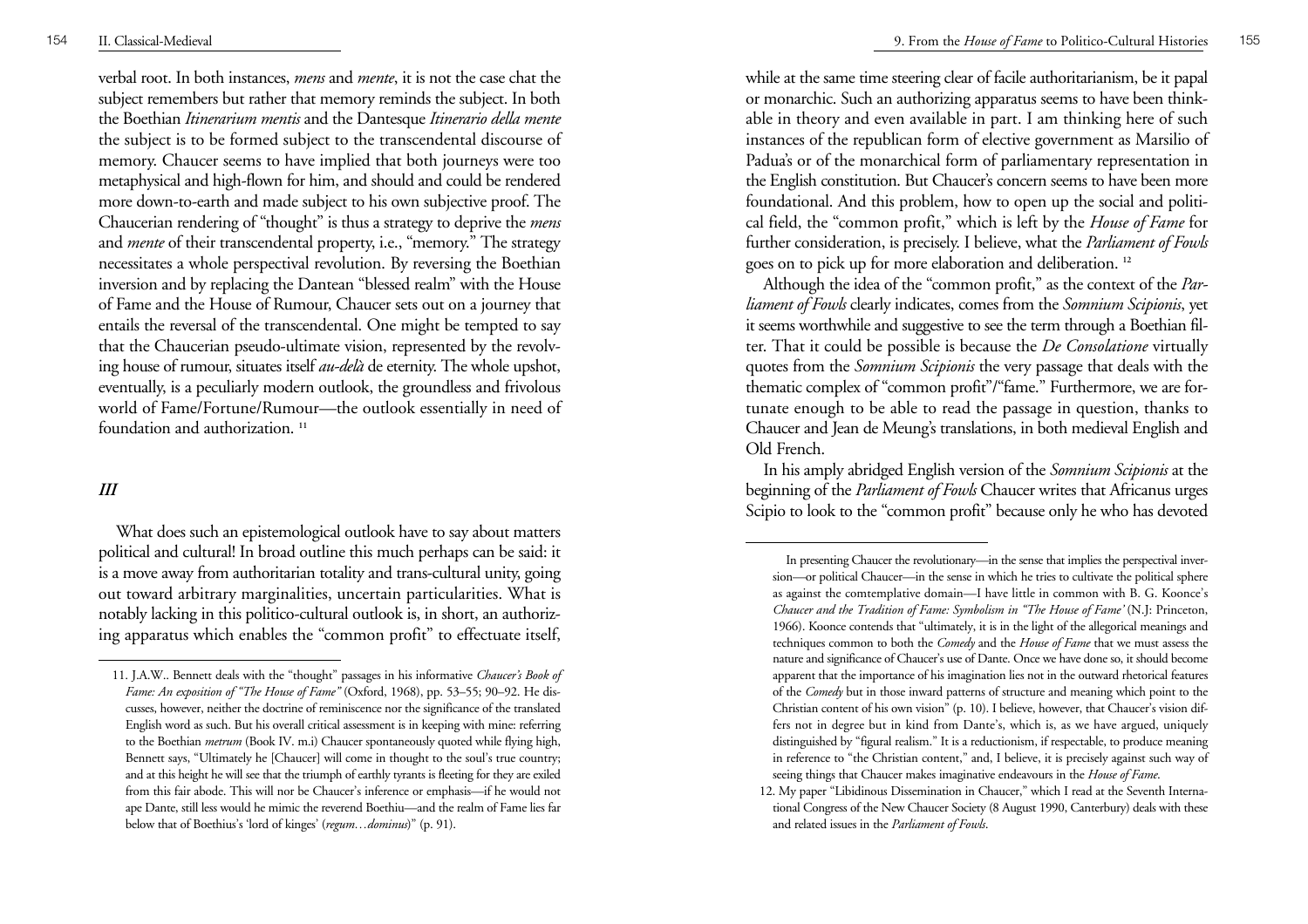verbal root. In both instances, *mens* and *mente*, it is not the case chat the subject remembers but rather that memory reminds the subject. In both the Boethian *Itinerarium mentis* and the Dantesque *Itinerario della mente* the subject is to be formed subject to the transcendental discourse of memory. Chaucer seems to have implied that both journeys were too metaphysical and high-flown for him, and should and could be rendered more down-to-earth and made subject to his own subjective proof. The Chaucerian rendering of "thought" is thus a strategy to deprive the *mens* and *mente* of their transcendental property, i.e., "memory." The strategy necessitates a whole perspectival revolution. By reversing the Boethian inversion and by replacing the Dantean "blessed realm" with the House of Fame and the House of Rumour, Chaucer sets out on a journey that entails the reversal of the transcendental. One might be tempted to say that the Chaucerian pseudo-ultimate vision, represented by the revolving house of rumour, situates itself *au-delà* de eternity. The whole upshot, eventually, is a peculiarly modern outlook, the groundless and frivolous world of Fame/Fortune/Rumour—the outlook essentially in need of foundation and authorization. [11]

### *III*

What does such an epistemological outlook have to say about matters political and cultural! In broad outline this much perhaps can be said: it is a move away from authoritarian totality and trans-cultural unity, going out toward arbitrary marginalities, uncertain particularities. What is notably lacking in this politico-cultural outlook is, in short, an authorizing apparatus which enables the "common profit" to effectuate itself, while at the same time steering clear of facile authoritarianism, be it papal or monarchic. Such an authorizing apparatus seems to have been thinkable in theory and even available in part. I am thinking here of such instances of the republican form of elective government as Marsilio of Padua's or of the monarchical form of parliamentary representation in the English constitution. But Chaucer's concern seems to have been more foundational. And this problem, how to open up the social and political field, the "common profit," which is left by the *House of Fame* for further consideration, is precisely. I believe, what the *Parliament of Fowls* goes on to pick up for more elaboration and deliberation. [12]

Although the idea of the "common profit," as the context of the *Parliament of Fowls* clearly indicates, comes from the *Somnium Scipionis*, yet it seems worthwhile and suggestive to see the term through a Boethian filter. That it could be possible is because the *De Consolatione* virtually quotes from the *Somnium Scipionis* the very passage that deals with the thematic complex of "common profit"/"fame." Furthermore, we are fortunate enough to be able to read the passage in question, thanks to Chaucer and Jean de Meung's translations, in both medieval English and Old French.

In his amply abridged English version of the *Somnium Scipionis* at the beginning of the *Parliament of Fowls* Chaucer writes that Africanus urges Scipio to look to the "common profit" because only he who has devoted

---

11. J.A.W.. Bennett deals with the "thought" passages in his informative *Chaucer's Book of Fame: An exposition of "The House of Fame"* (Oxford, 1968), pp. 53–55; 90–92. He discusses, however, neither the doctrine of reminiscence nor the significance of the translated English word as such. But his overall critical assessment is in keeping with mine: referring to the Boethian *metrum* (Book IV. m.i) Chaucer spontaneously quoted while flying high, Bennett says, "Ultimately he [Chaucer] will come in thought to the soul's true country; and at this height he will see that the triumph of earthly tyrants is fleeting for they are exiled from this fair abode. This will nor be Chaucer's inference or emphasis—if he would not ape Dante, still less would he mimic the reverend Boethiu—and the realm of Fame lies far below that of Boethius's 'lord of kinges' (*regum…dominus*)" (p. 91).

In presenting Chaucer the revolutionary—in the sense that implies the perspectival inversion—or political Chaucer—in the sense in which he tries to cultivate the political sphere as against the comtemplative domain—I have little in common with B. G. Koonce's *Chaucer and the Tradition of Fame: Symbolism in "The House of Fame"* (N.J: Princeton, 1966). Koonce contends that "ultimately, it is in the light of the allegorical meanings and techniques common to both the *Comedy* and the *House of Fame* that we must assess the nature and significance of Chaucer's use of Dante. Once we have done so, it should become apparent that the importance of his imagination lies not in the outward rhetorical features of the *Comedy* but in those inward patterns of structure and meaning which point to the Christian content of his own vision" (p. 10). I believe, however, that Chaucer's vision differs not in degree but in kind from Dante's, which is, as we have argued, uniquely distinguished by "figural realism." It is a reductionism, if respectable, to produce meaning in reference to "the Christian content," and, I believe, it is precisely against such way of seeing things that Chaucer makes imaginative endeavours in the *House of Fame*.

12. My paper "Libidinous Dissemination in Chaucer," which I read at the Seventh International Congress of the New Chaucer Society (8 August 1990, Canterbury) deals with these and related issues in the *Parliament of Fowls*.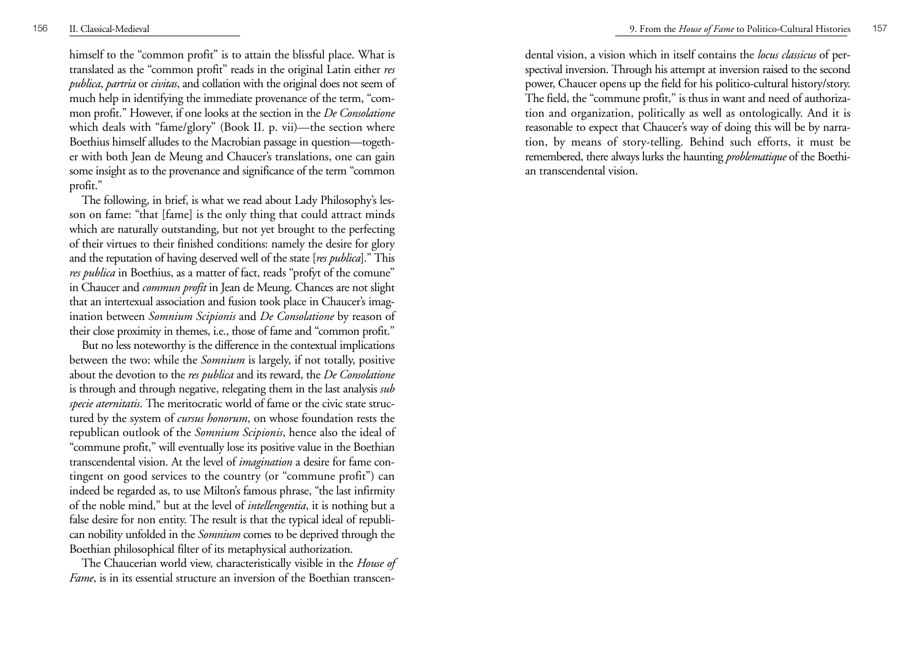himself to the "common profit" is to attain the blissful place. What is translated as the "common profit" reads in the original Latin either *res publica*, *partria* or *civitas*, and collation with the original does not seem of much help in identifying the immediate provenance of the term, "common profit." However, if one looks at the section in the *De Consolatione* which deals with "fame/glory" (Book II. p. vii)—the section where Boethius himself alludes to the Macrobian passage in question—together with both Jean de Meung and Chaucer's translations, one can gain some insight as to the provenance and significance of the term "common profit."

The following, in brief, is what we read about Lady Philosophy's lesson on fame: "that [fame] is the only thing that could attract minds which are naturally outstanding, but not yet brought to the perfecting of their virtues to their finished conditions: namely the desire for glory and the reputation of having deserved well of the state [*res publica*]." This *res publica* in Boethius, as a matter of fact, reads "profyt of the comune" in Chaucer and *commun profit* in Jean de Meung. Chances are not slight that an intertexual association and fusion took place in Chaucer's imagination between *Somnium Scipionis* and *De Consolatione* by reason of their close proximity in themes, i.e., those of fame and "common profit."

But no less noteworthy is the difference in the contextual implications between the two: while the *Somnium* is largely, if not totally, positive about the devotion to the *res publica* and its reward, the *De Consolatione* is through and through negative, relegating them in the last analysis *sub specie aternitatis*. The meritocratic world of fame or the civic state structured by the system of *cursus honorum*, on whose foundation rests the republican outlook of the *Somnium Scipionis*, hence also the ideal of "commune profit," will eventually lose its positive value in the Boethian transcendental vision. At the level of *imagination* a desire for fame contingent on good services to the country (or "commune profit") can indeed be regarded as, to use Milton's famous phrase, "the last infirmity of the noble mind," but at the level of *intellengentia*, it is nothing but a false desire for non entity. The result is that the typical ideal of republican nobility unfolded in the *Somnium* comes to be deprived through the Boethian philosophical filter of its metaphysical authorization.

The Chaucerian world view, characteristically visible in the *House of Fame*, is in its essential structure an inversion of the Boethian transcendental vision, a vision which in itself contains the *locus classicus* of perspectival inversion. Through his attempt at inversion raised to the second power, Chaucer opens up the field for his politico-cultural history/story. The field, the "commune profit," is thus in want and need of authorization and organization, politically as well as ontologically. And it is reasonable to expect that Chaucer's way of doing this will be by narration, by means of story-telling. Behind such efforts, it must be remembered, there always lurks the haunting *problematique* of the Boethian transcendental vision.